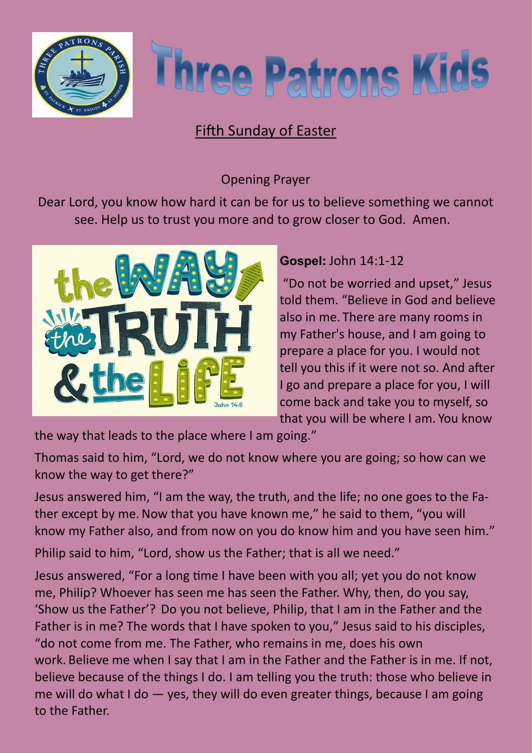# Three Patrons Kids

## Fifth Sunday of Easter

Opening Prayer

Dear Lord, you know how hard it can be for us to believe something we cannot see. Help us to trust you more and to grow closer to God. Amen.

**Gospel:** John 14:1-12

"Do not be worried and upset," Jesus told them. "Believe in God and believe also in me. There are many rooms in my Father's house, and I am going to prepare a place for you. I would not tell you this if it were not so. And after I go and prepare a place for you, I will come back and take you to myself, so that you will be where I am. You know the way that leads to the place where I am going."

Thomas said to him, "Lord, we do not know where you are going; so how can we know the way to get there?"

Jesus answered him, "I am the way, the truth, and the life; no one goes to the Father except by me. Now that you have known me," he said to them, "you will know my Father also, and from now on you do know him and you have seen him."

Philip said to him, "Lord, show us the Father; that is all we need."

Jesus answered, "For a long time I have been with you all; yet you do not know me, Philip? Whoever has seen me has seen the Father. Why, then, do you say, 'Show us the Father'? Do you not believe, Philip, that I am in the Father and the Father is in me? The words that I have spoken to you," Jesus said to his disciples, "do not come from me. The Father, who remains in me, does his own work. Believe me when I say that I am in the Father and the Father is in me. If not, believe because of the things I do. I am telling you the truth: those who believe in me will do what I do — yes, they will do even greater things, because I am going to the Father.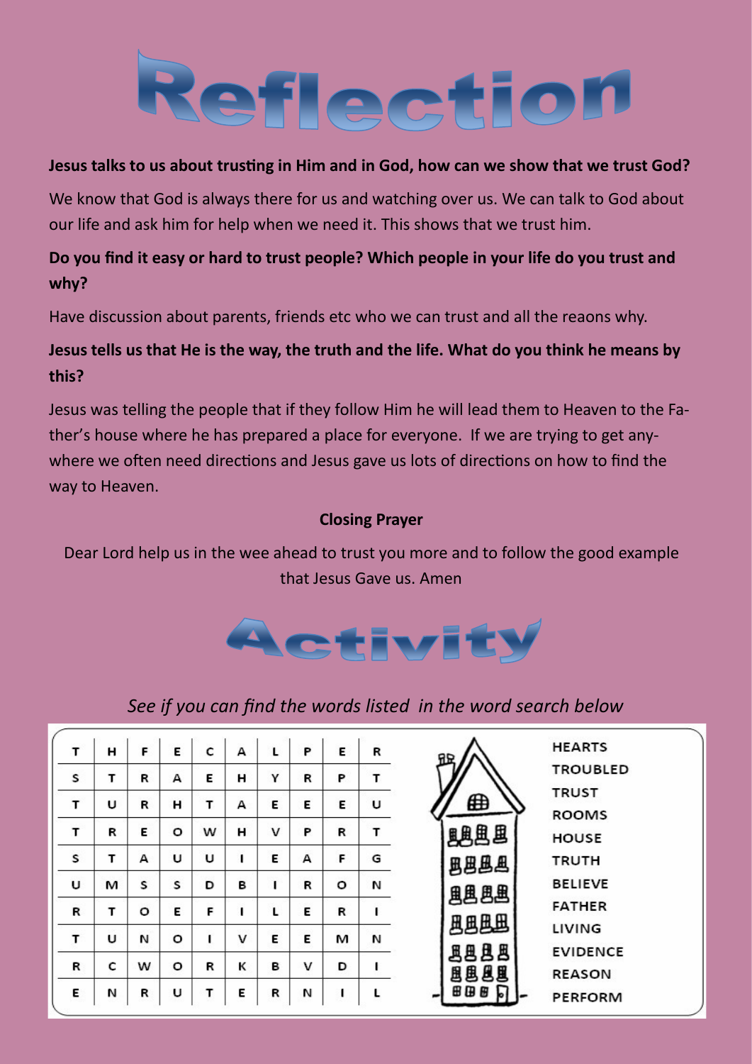# Reflection

**Jesus talks to us about trusting in Him and in God, how can we show that we trust God?**

We know that God is always there for us and watching over us. We can talk to God about our life and ask him for help when we need it. This shows that we trust him.

**Do you find it easy or hard to trust people? Which people in your life do you trust and why?**

Have discussion about parents, friends etc who we can trust and all the reaons why.

**Jesus tells us that He is the way, the truth and the life. What do you think he means by this?**

Jesus was telling the people that if they follow Him he will lead them to Heaven to the Father's house where he has prepared a place for everyone. If we are trying to get anywhere we often need directions and Jesus gave us lots of directions on how to find the way to Heaven.

**Closing Prayer**

Dear Lord help us in the wee ahead to trust you more and to follow the good example that Jesus Gave us. Amen

# Activity

*See if you can find the words listed in the word search below*

| | | | | | | | | | |
|---|---|---|---|---|---|---|---|---|---|
| T | H | F | E | C | A | L | P | E | R |
| S | T | R | A | E | H | Y | R | P | T |
| T | U | R | H | T | A | E | E | E | U |
| T | R | E | O | W | H | V | P | R | T |
| S | T | A | U | U | I | E | A | F | G |
| U | M | S | S | D | B | I | R | O | N |
| R | T | O | E | F | I | L | E | R | I |
| T | U | N | O | I | V | E | E | M | N |
| R | C | W | O | R | K | B | V | D | I |
| E | N | R | U | T | E | R | N | I | L |

HEARTS
TROUBLED
TRUST
ROOMS
HOUSE
TRUTH
BELIEVE
FATHER
LIVING
EVIDENCE
REASON
PERFORM